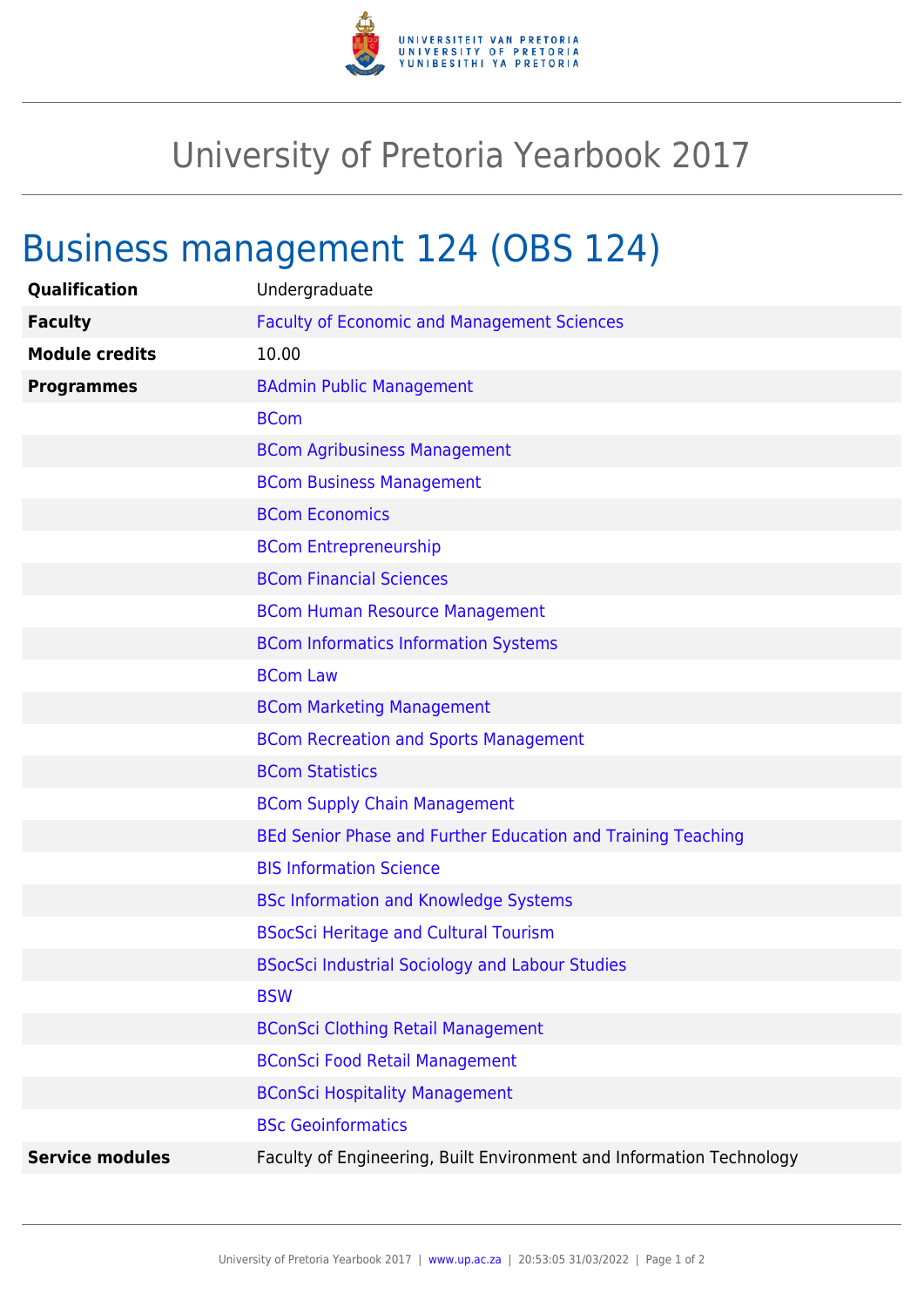# University of Pretoria Yearbook 2017

## Business management 124 (OBS 124)

| | |
|---|---|
| **Qualification** | Undergraduate |
| **Faculty** | Faculty of Economic and Management Sciences |
| **Module credits** | 10.00 |
| **Programmes** | BAdmin Public Management |
| | BCom |
| | BCom Agribusiness Management |
| | BCom Business Management |
| | BCom Economics |
| | BCom Entrepreneurship |
| | BCom Financial Sciences |
| | BCom Human Resource Management |
| | BCom Informatics Information Systems |
| | BCom Law |
| | BCom Marketing Management |
| | BCom Recreation and Sports Management |
| | BCom Statistics |
| | BCom Supply Chain Management |
| | BEd Senior Phase and Further Education and Training Teaching |
| | BIS Information Science |
| | BSc Information and Knowledge Systems |
| | BSocSci Heritage and Cultural Tourism |
| | BSocSci Industrial Sociology and Labour Studies |
| | BSW |
| | BConSci Clothing Retail Management |
| | BConSci Food Retail Management |
| | BConSci Hospitality Management |
| | BSc Geoinformatics |
| **Service modules** | Faculty of Engineering, Built Environment and Information Technology |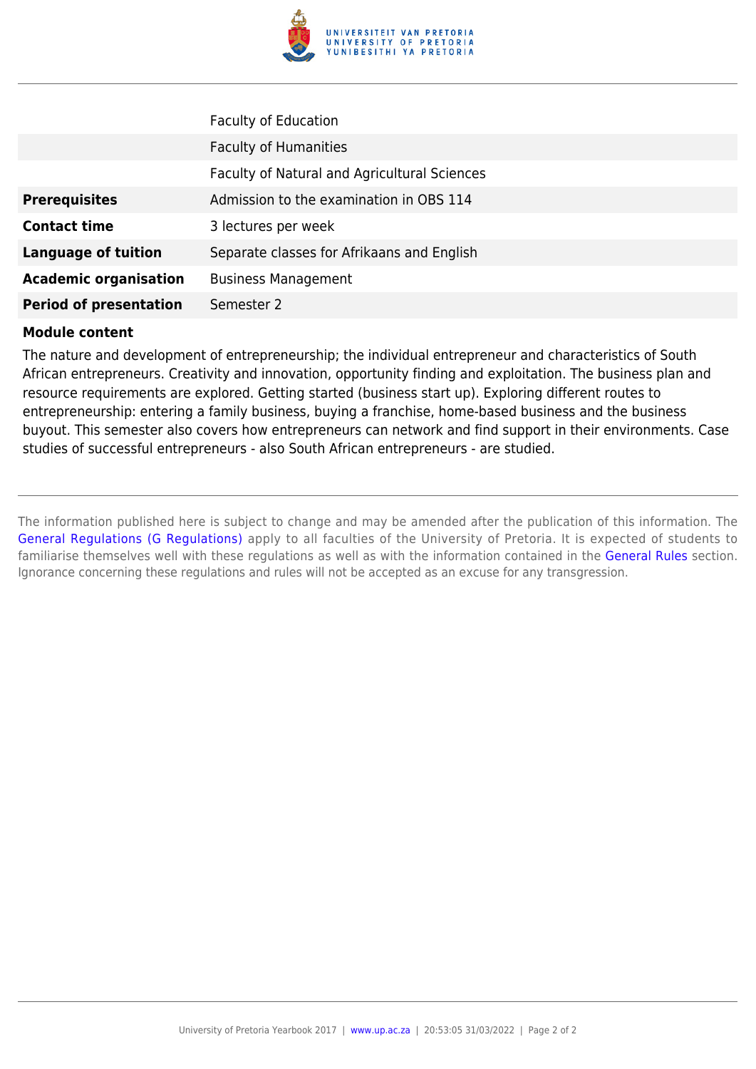| | |
|---|---|
| | Faculty of Education |
| | Faculty of Humanities |
| | Faculty of Natural and Agricultural Sciences |
| **Prerequisites** | Admission to the examination in OBS 114 |
| **Contact time** | 3 lectures per week |
| **Language of tuition** | Separate classes for Afrikaans and English |
| **Academic organisation** | Business Management |
| **Period of presentation** | Semester 2 |

**Module content**

The nature and development of entrepreneurship; the individual entrepreneur and characteristics of South African entrepreneurs. Creativity and innovation, opportunity finding and exploitation. The business plan and resource requirements are explored. Getting started (business start up). Exploring different routes to entrepreneurship: entering a family business, buying a franchise, home-based business and the business buyout. This semester also covers how entrepreneurs can network and find support in their environments. Case studies of successful entrepreneurs - also South African entrepreneurs - are studied.

The information published here is subject to change and may be amended after the publication of this information. The General Regulations (G Regulations) apply to all faculties of the University of Pretoria. It is expected of students to familiarise themselves well with these regulations as well as with the information contained in the General Rules section. Ignorance concerning these regulations and rules will not be accepted as an excuse for any transgression.